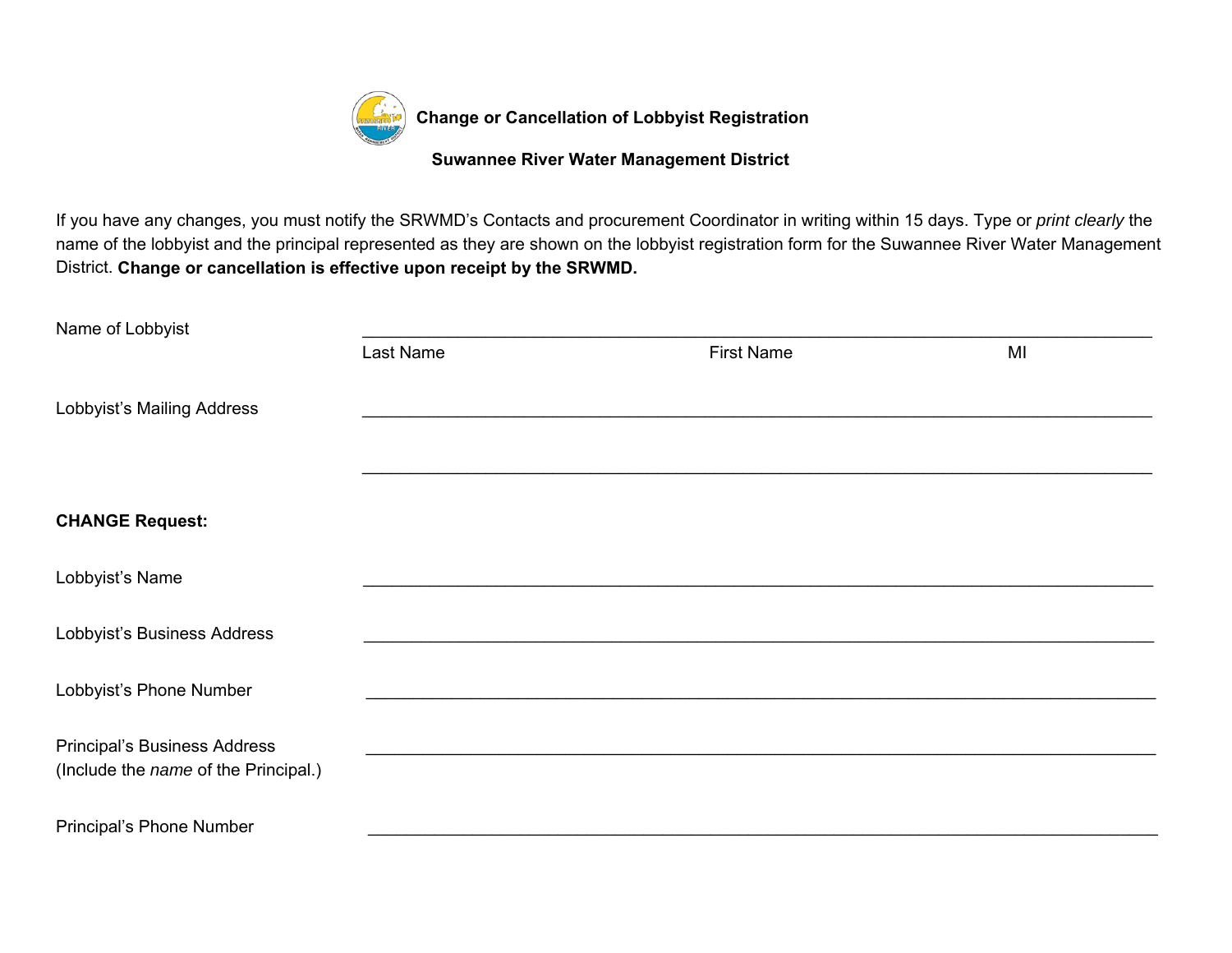# Change or Cancellation of Lobbyist Registration

## Suwannee River Water Management District

If you have any changes, you must notify the SRWMD's Contacts and procurement Coordinator in writing within 15 days. Type or *print clearly* the name of the lobbyist and the principal represented as they are shown on the lobbyist registration form for the Suwannee River Water Management District. **Change or cancellation is effective upon receipt by the SRWMD.**

Name of Lobbyist ______________________________________________________________________________

Last Name First Name MI

Lobbyist's Mailing Address ______________________________________________________________________________

______________________________________________________________________________

**CHANGE Request:**

Lobbyist's Name ______________________________________________________________________________

Lobbyist's Business Address ______________________________________________________________________________

Lobbyist's Phone Number ______________________________________________________________________________

Principal's Business Address ______________________________________________________________________________
(Include the *name* of the Principal.)

Principal's Phone Number ______________________________________________________________________________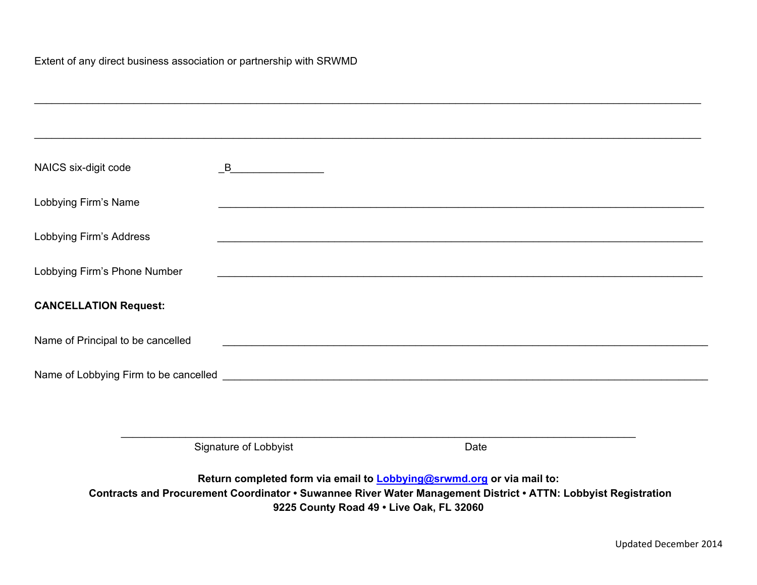Extent of any direct business association or partnership with SRWMD

_______________________________________________________________________________________________

_______________________________________________________________________________________________

NAICS six-digit code _B________________

Lobbying Firm's Name ___________________________________________________________________________

Lobbying Firm's Address ___________________________________________________________________________

Lobbying Firm's Phone Number ___________________________________________________________________________

**CANCELLATION Request:**

Name of Principal to be cancelled ___________________________________________________________________________

Name of Lobbying Firm to be cancelled ___________________________________________________________________________

_______________________________________________________________________________

Signature of Lobbyist Date

**Return completed form via email to [Lobbying@srwmd.org](mailto:Lobbying@srwmd.org) or via mail to:**
**Contracts and Procurement Coordinator • Suwannee River Water Management District • ATTN: Lobbyist Registration**
**9225 County Road 49 • Live Oak, FL 32060**

Updated December 2014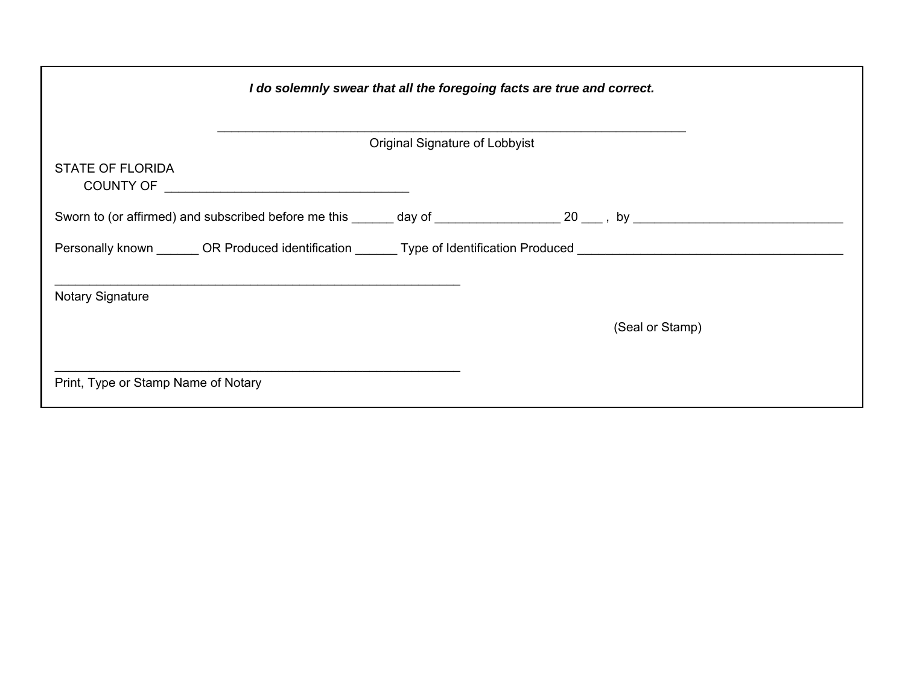***I do solemnly swear that all the foregoing facts are true and correct.***

\_\_\_\_\_\_\_\_\_\_\_\_\_\_\_\_\_\_\_\_\_\_\_\_\_\_\_\_\_\_\_\_\_\_\_\_\_\_\_\_\_\_\_\_\_\_\_\_\_\_\_\_\_\_\_\_\_\_\_\_\_\_\_

Original Signature of Lobbyist

STATE OF FLORIDA

COUNTY OF \_\_\_\_\_\_\_\_\_\_\_\_\_\_\_\_\_\_\_\_\_\_\_\_\_\_\_\_\_\_\_\_\_\_\_

Sworn to (or affirmed) and subscribed before me this \_\_\_\_\_\_ day of \_\_\_\_\_\_\_\_\_\_\_\_\_\_\_\_\_\_ 20 \_\_\_ , by \_\_\_\_\_\_\_\_\_\_\_\_\_\_\_\_\_\_\_\_\_\_\_\_\_\_\_\_\_\_\_

Personally known \_\_\_\_\_\_ OR Produced identification \_\_\_\_\_\_ Type of Identification Produced \_\_\_\_\_\_\_\_\_\_\_\_\_\_\_\_\_\_\_\_\_\_\_\_\_\_\_\_\_\_\_\_\_\_\_\_\_\_\_

\_\_\_\_\_\_\_\_\_\_\_\_\_\_\_\_\_\_\_\_\_\_\_\_\_\_\_\_\_\_\_\_\_\_\_\_\_\_\_\_\_\_\_\_\_\_\_\_\_\_\_\_\_\_\_\_

Notary Signature

(Seal or Stamp)

\_\_\_\_\_\_\_\_\_\_\_\_\_\_\_\_\_\_\_\_\_\_\_\_\_\_\_\_\_\_\_\_\_\_\_\_\_\_\_\_\_\_\_\_\_\_\_\_\_\_\_\_\_\_\_\_

Print, Type or Stamp Name of Notary